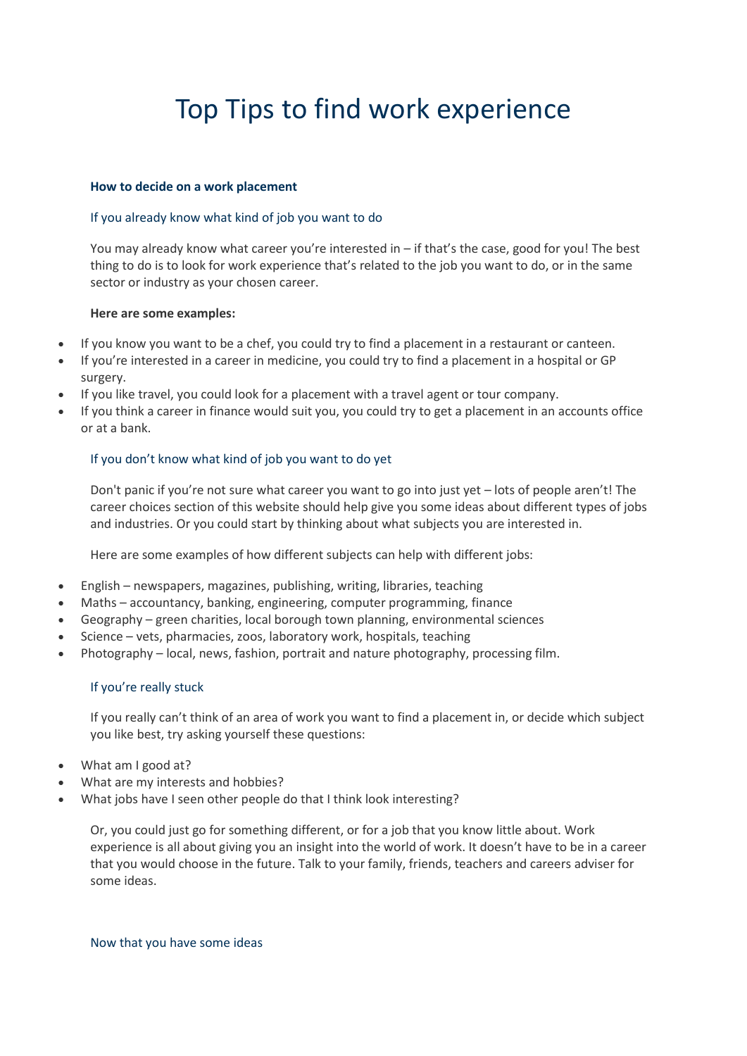# Top Tips to find work experience

**How to decide on a work placement**

### If you already know what kind of job you want to do

You may already know what career you're interested in – if that's the case, good for you! The best thing to do is to look for work experience that's related to the job you want to do, or in the same sector or industry as your chosen career.

**Here are some examples:**

- If you know you want to be a chef, you could try to find a placement in a restaurant or canteen.
- If you're interested in a career in medicine, you could try to find a placement in a hospital or GP surgery.
- If you like travel, you could look for a placement with a travel agent or tour company.
- If you think a career in finance would suit you, you could try to get a placement in an accounts office or at a bank.

### If you don't know what kind of job you want to do yet

Don't panic if you're not sure what career you want to go into just yet – lots of people aren't! The career choices section of this website should help give you some ideas about different types of jobs and industries. Or you could start by thinking about what subjects you are interested in.

Here are some examples of how different subjects can help with different jobs:

- English – newspapers, magazines, publishing, writing, libraries, teaching
- Maths – accountancy, banking, engineering, computer programming, finance
- Geography – green charities, local borough town planning, environmental sciences
- Science – vets, pharmacies, zoos, laboratory work, hospitals, teaching
- Photography – local, news, fashion, portrait and nature photography, processing film.

### If you're really stuck

If you really can't think of an area of work you want to find a placement in, or decide which subject you like best, try asking yourself these questions:

- What am I good at?
- What are my interests and hobbies?
- What jobs have I seen other people do that I think look interesting?

Or, you could just go for something different, or for a job that you know little about. Work experience is all about giving you an insight into the world of work. It doesn't have to be in a career that you would choose in the future. Talk to your family, friends, teachers and careers adviser for some ideas.

### Now that you have some ideas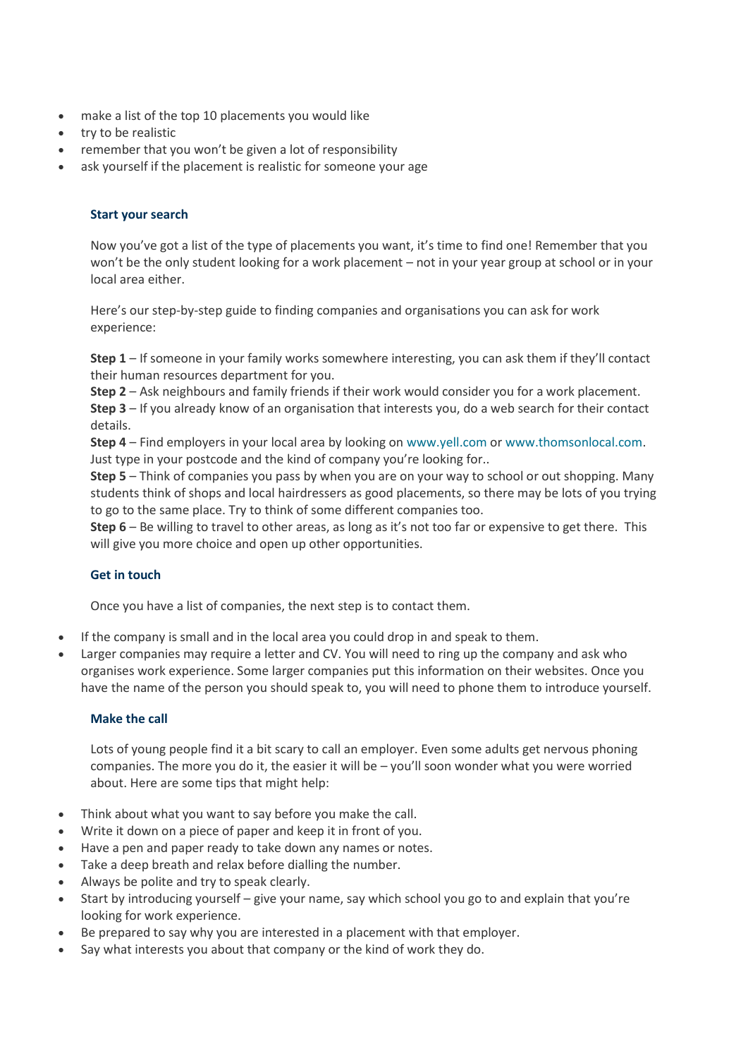- make a list of the top 10 placements you would like
- try to be realistic
- remember that you won't be given a lot of responsibility
- ask yourself if the placement is realistic for someone your age

### Start your search

Now you've got a list of the type of placements you want, it's time to find one! Remember that you won't be the only student looking for a work placement – not in your year group at school or in your local area either.

Here's our step-by-step guide to finding companies and organisations you can ask for work experience:

**Step 1** – If someone in your family works somewhere interesting, you can ask them if they'll contact their human resources department for you.
**Step 2** – Ask neighbours and family friends if their work would consider you for a work placement.
**Step 3** – If you already know of an organisation that interests you, do a web search for their contact details.
**Step 4** – Find employers in your local area by looking on www.yell.com or www.thomsonlocal.com. Just type in your postcode and the kind of company you're looking for..
**Step 5** – Think of companies you pass by when you are on your way to school or out shopping. Many students think of shops and local hairdressers as good placements, so there may be lots of you trying to go to the same place. Try to think of some different companies too.
**Step 6** – Be willing to travel to other areas, as long as it's not too far or expensive to get there. This will give you more choice and open up other opportunities.

### Get in touch

Once you have a list of companies, the next step is to contact them.

- If the company is small and in the local area you could drop in and speak to them.
- Larger companies may require a letter and CV. You will need to ring up the company and ask who organises work experience. Some larger companies put this information on their websites. Once you have the name of the person you should speak to, you will need to phone them to introduce yourself.

### Make the call

Lots of young people find it a bit scary to call an employer. Even some adults get nervous phoning companies. The more you do it, the easier it will be – you'll soon wonder what you were worried about. Here are some tips that might help:

- Think about what you want to say before you make the call.
- Write it down on a piece of paper and keep it in front of you.
- Have a pen and paper ready to take down any names or notes.
- Take a deep breath and relax before dialling the number.
- Always be polite and try to speak clearly.
- Start by introducing yourself – give your name, say which school you go to and explain that you're looking for work experience.
- Be prepared to say why you are interested in a placement with that employer.
- Say what interests you about that company or the kind of work they do.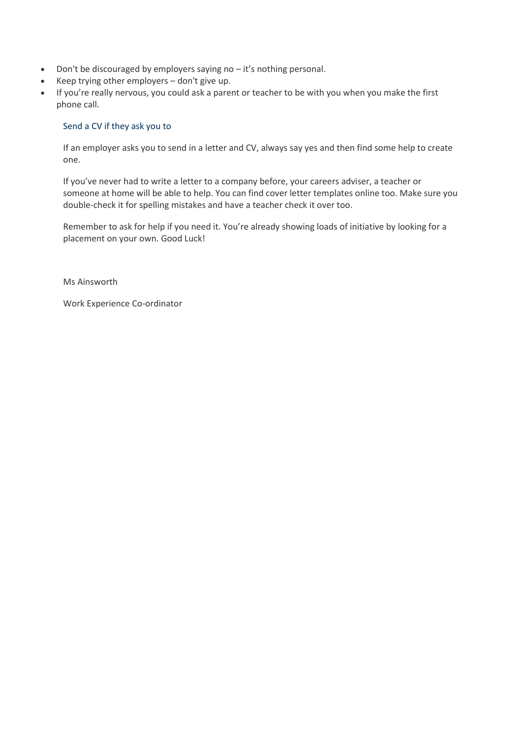- Don't be discouraged by employers saying no – it's nothing personal.
- Keep trying other employers – don't give up.
- If you're really nervous, you could ask a parent or teacher to be with you when you make the first phone call.

### Send a CV if they ask you to

If an employer asks you to send in a letter and CV, always say yes and then find some help to create one.

If you've never had to write a letter to a company before, your careers adviser, a teacher or someone at home will be able to help. You can find cover letter templates online too. Make sure you double-check it for spelling mistakes and have a teacher check it over too.

Remember to ask for help if you need it. You're already showing loads of initiative by looking for a placement on your own. Good Luck!

Ms Ainsworth

Work Experience Co-ordinator